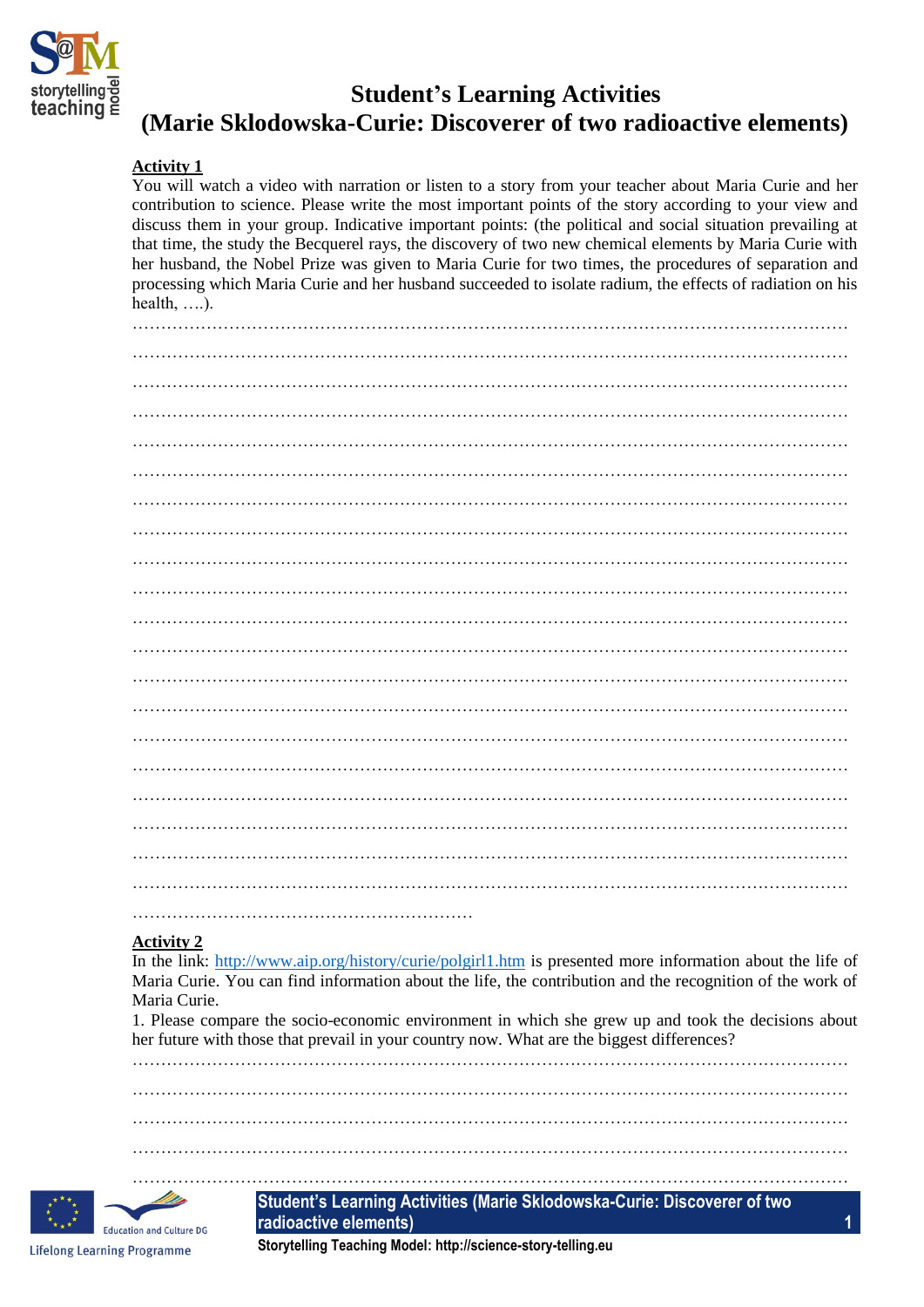# Student's Learning Activities
# (Marie Sklodowska-Curie: Discoverer of two radioactive elements)

**Activity 1**

You will watch a video with narration or listen to a story from your teacher about Maria Curie and her contribution to science. Please write the most important points of the story according to your view and discuss them in your group. Indicative important points: (the political and social situation prevailing at that time, the study the Becquerel rays, the discovery of two new chemical elements by Maria Curie with her husband, the Nobel Prize was given to Maria Curie for two times, the procedures of separation and processing which Maria Curie and her husband succeeded to isolate radium, the effects of radiation on his health, ….).

…………………………………………………………………………………………………………………
…………………………………………………………………………………………………………………
…………………………………………………………………………………………………………………
…………………………………………………………………………………………………………………
…………………………………………………………………………………………………………………
…………………………………………………………………………………………………………………
…………………………………………………………………………………………………………………
…………………………………………………………………………………………………………………
…………………………………………………………………………………………………………………
…………………………………………………………………………………………………………………
…………………………………………………………………………………………………………………
…………………………………………………………………………………………………………………
…………………………………………………………………………………………………………………
…………………………………………………………………………………………………………………
…………………………………………………………………………………………………………………
…………………………………………………………………………………………………………………
…………………………………………………………………………………………………………………
…………………………………………………………………………………………………………………
…………………………………………………………………………………………………………………
…………………………………………………………………………………………………………………
……………………………………………………

**Activity 2**

In the link: http://www.aip.org/history/curie/polgirl1.htm is presented more information about the life of Maria Curie. You can find information about the life, the contribution and the recognition of the work of Maria Curie.

1. Please compare the socio-economic environment in which she grew up and took the decisions about her future with those that prevail in your country now. What are the biggest differences?

…………………………………………………………………………………………………………………
…………………………………………………………………………………………………………………
…………………………………………………………………………………………………………………
…………………………………………………………………………………………………………………
…………………………………………………………………………………………………………………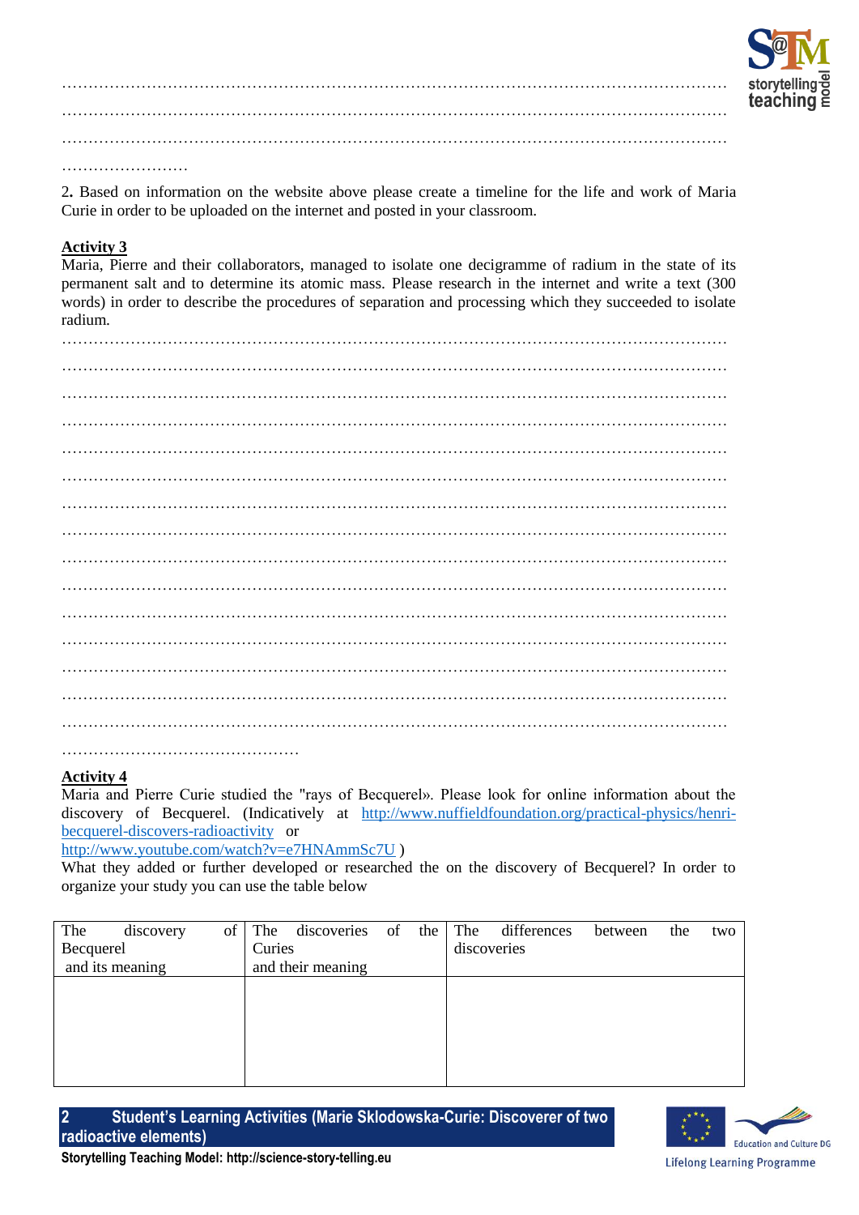……………………………………………………………………………………………………………
……………………………………………………………………………………………………………
……………………………………………………………………………………………………………
……………………

2. Based on information on the website above please create a timeline for the life and work of Maria Curie in order to be uploaded on the internet and posted in your classroom.

**Activity 3**

Maria, Pierre and their collaborators, managed to isolate one decigramme of radium in the state of its permanent salt and to determine its atomic mass. Please research in the internet and write a text (300 words) in order to describe the procedures of separation and processing which they succeeded to isolate radium.

……………………………………………………………………………………………………………
……………………………………………………………………………………………………………
……………………………………………………………………………………………………………
……………………………………………………………………………………………………………
……………………………………………………………………………………………………………
……………………………………………………………………………………………………………
……………………………………………………………………………………………………………
……………………………………………………………………………………………………………
……………………………………………………………………………………………………………
……………………………………………………………………………………………………………
……………………………………………………………………………………………………………
……………………………………………………………………………………………………………
……………………………………………………………………………………………………………
……………………………………………………………………………………………………………
……………………………………………………………………………………………………………
………………………………………

**Activity 4**

Maria and Pierre Curie studied the "rays of Becquerel». Please look for online information about the discovery of Becquerel. (Indicatively at http://www.nuffieldfoundation.org/practical-physics/henri-becquerel-discovers-radioactivity or
http://www.youtube.com/watch?v=e7HNAmmSc7U )
What they added or further developed or researched the on the discovery of Becquerel? In order to organize your study you can use the table below

| The discovery of Becquerel and its meaning | The discoveries of the Curies and their meaning | The differences between the two discoveries |
|---|---|---|
| | | |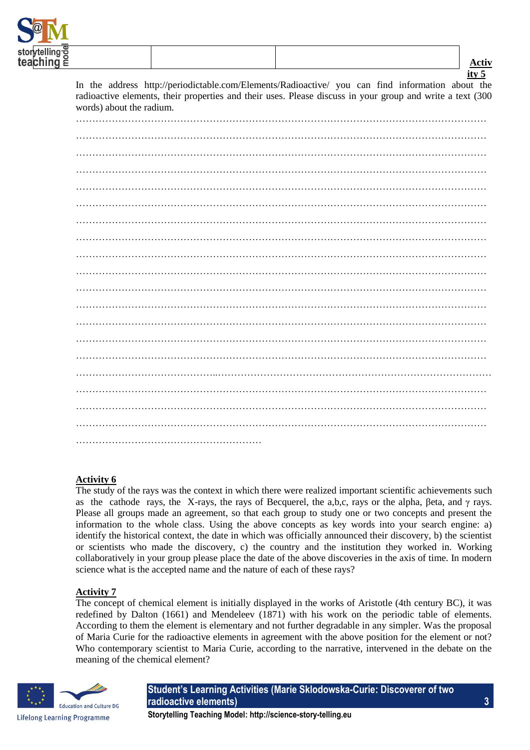**Activity 5**

In the address http://periodictable.com/Elements/Radioactive/ you can find information about the radioactive elements, their properties and their uses. Please discuss in your group and write a text (300 words) about the radium.

…………………………………………………………………………………………………………………
…………………………………………………………………………………………………………………
…………………………………………………………………………………………………………………
…………………………………………………………………………………………………………………
…………………………………………………………………………………………………………………
…………………………………………………………………………………………………………………
…………………………………………………………………………………………………………………
…………………………………………………………………………………………………………………
…………………………………………………………………………………………………………………
…………………………………………………………………………………………………………………
…………………………………………………………………………………………………………………
…………………………………………………………………………………………………………………
…………………………………………………………………………………………………………………
…………………………………………………………………………………………………………………
…………………………………………………………………………………………………………………
…………………………………………………………………………………………………………………
…………………………………………………………………………………………………………………
…………………………………………………………………………………………………………………
…………………………………………………………………………………………………………………
…………………………………………………

**Activity 6**

The study of the rays was the context in which there were realized important scientific achievements such as the cathode rays, the X-rays, the rays of Becquerel, the a,b,c, rays or the alpha, βeta, and γ rays. Please all groups made an agreement, so that each group to study one or two concepts and present the information to the whole class. Using the above concepts as key words into your search engine: a) identify the historical context, the date in which was officially announced their discovery, b) the scientist or scientists who made the discovery, c) the country and the institution they worked in. Working collaboratively in your group please place the date of the above discoveries in the axis of time. In modern science what is the accepted name and the nature of each of these rays?

**Activity 7**

The concept of chemical element is initially displayed in the works of Aristotle (4th century BC), it was redefined by Dalton (1661) and Mendeleev (1871) with his work on the periodic table of elements. According to them the element is elementary and not further degradable in any simpler. Was the proposal of Maria Curie for the radioactive elements in agreement with the above position for the element or not? Who contemporary scientist to Maria Curie, according to the narrative, intervened in the debate on the meaning of the chemical element?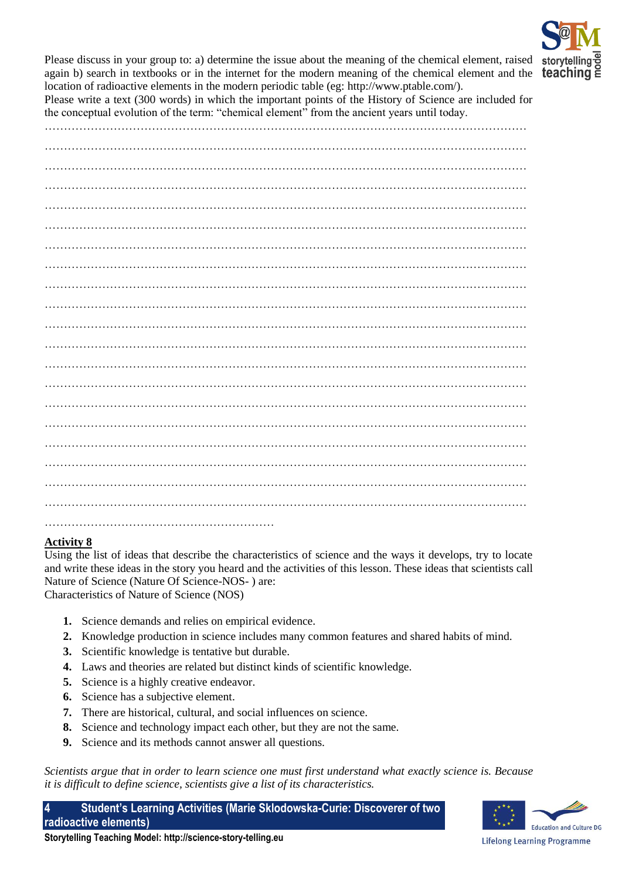Please discuss in your group to: a) determine the issue about the meaning of the chemical element, raised again b) search in textbooks or in the internet for the modern meaning of the chemical element and the location of radioactive elements in the modern periodic table (eg: http://www.ptable.com/).

Please write a text (300 words) in which the important points of the History of Science are included for the conceptual evolution of the term: "chemical element" from the ancient years until today.

…………………………………………………………………………………………………………………

…………………………………………………………………………………………………………………

…………………………………………………………………………………………………………………

…………………………………………………………………………………………………………………

…………………………………………………………………………………………………………………

…………………………………………………………………………………………………………………

…………………………………………………………………………………………………………………

…………………………………………………………………………………………………………………

…………………………………………………………………………………………………………………

…………………………………………………………………………………………………………………

…………………………………………………………………………………………………………………

…………………………………………………………………………………………………………………

…………………………………………………………………………………………………………………

…………………………………………………………………………………………………………………

…………………………………………………………………………………………………………………

…………………………………………………………………………………………………………………

…………………………………………………………………………………………………………………

…………………………………………………………………………………………………………………

…………………………………………………………………………………………………………………

…………………………………………………………………………………………………………………

………………………………………………………

**Activity 8**

Using the list of ideas that describe the characteristics of science and the ways it develops, try to locate and write these ideas in the story you heard and the activities of this lesson. These ideas that scientists call Nature of Science (Nature Of Science-NOS- ) are:

Characteristics of Nature of Science (NOS)

1. Science demands and relies on empirical evidence.
2. Knowledge production in science includes many common features and shared habits of mind.
3. Scientific knowledge is tentative but durable.
4. Laws and theories are related but distinct kinds of scientific knowledge.
5. Science is a highly creative endeavor.
6. Science has a subjective element.
7. There are historical, cultural, and social influences on science.
8. Science and technology impact each other, but they are not the same.
9. Science and its methods cannot answer all questions.

*Scientists argue that in order to learn science one must first understand what exactly science is. Because it is difficult to define science, scientists give a list of its characteristics.*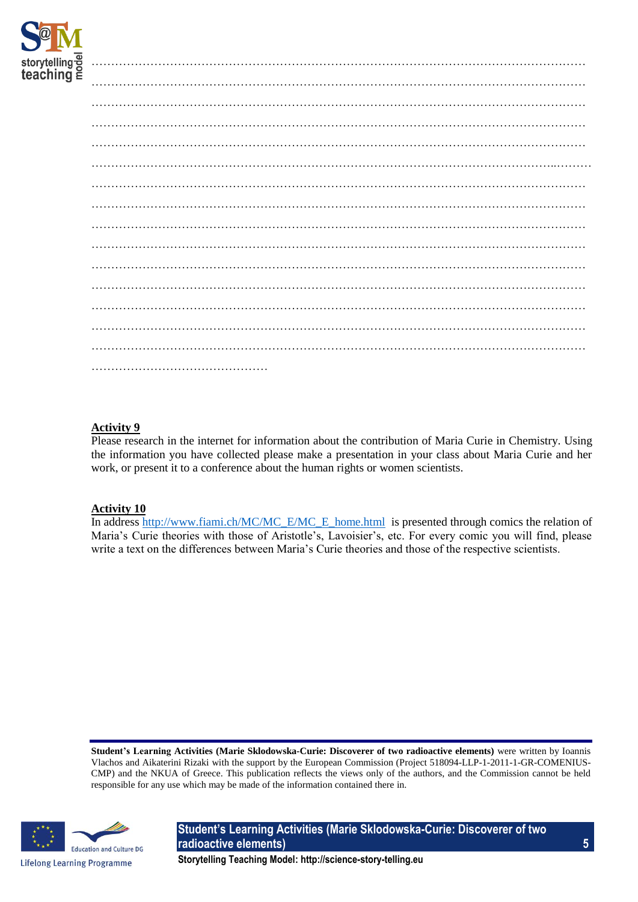……………………………………………………………………………………………………………
……………………………………………………………………………………………………………
……………………………………………………………………………………………………………
……………………………………………………………………………………………………………
……………………………………………………………………………………………………………
……………………………………………………………………………………………………………
……………………………………………………………………………………………………………
……………………………………………………………………………………………………………
……………………………………………………………………………………………………………
……………………………………………………………………………………………………………
……………………………………………………………………………………………………………
……………………………………………………………………………………………………………
……………………………………………………………………………………………………………
……………………………………………………………………………………………………………
……………………………………………………………………………………………………………
………………………………………

**Activity 9**

Please research in the internet for information about the contribution of Maria Curie in Chemistry. Using the information you have collected please make a presentation in your class about Maria Curie and her work, or present it to a conference about the human rights or women scientists.

**Activity 10**

In address http://www.fiami.ch/MC/MC_E/MC_E_home.html is presented through comics the relation of Maria's Curie theories with those of Aristotle's, Lavoisier's, etc. For every comic you will find, please write a text on the differences between Maria's Curie theories and those of the respective scientists.

**Student's Learning Activities (Marie Sklodowska-Curie: Discoverer of two radioactive elements)** were written by Ioannis Vlachos and Aikaterini Rizaki with the support by the European Commission (Project 518094-LLP-1-2011-1-GR-COMENIUS-CMP) and the NKUA of Greece. This publication reflects the views only of the authors, and the Commission cannot be held responsible for any use which may be made of the information contained there in.